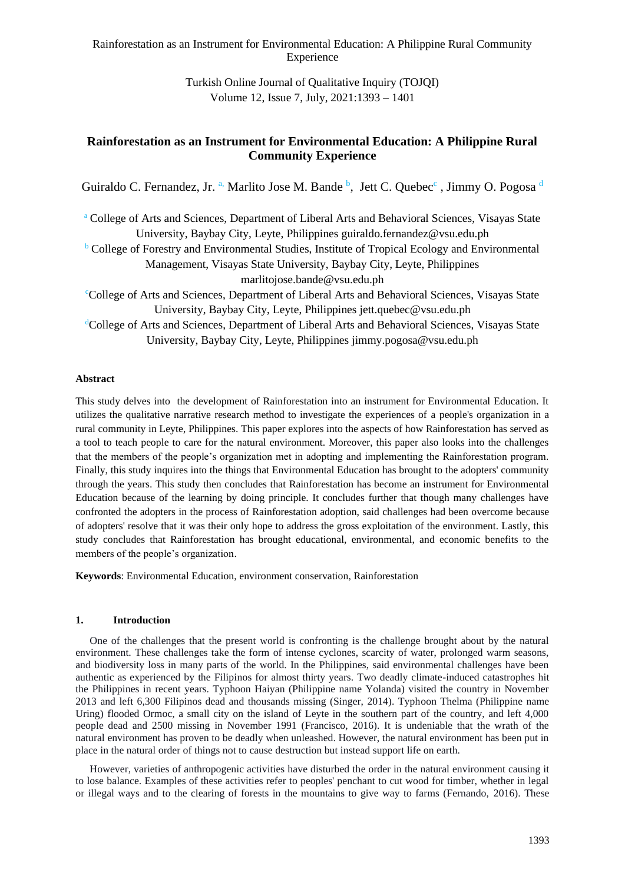# Rainforestation as an Instrument for Environmental Education: A Philippine Rural Community Experience

Guiraldo C. Fernandez, Jr. [a], Marlito Jose M. Bande [b], Jett C. Quebec[c], Jimmy O. Pogosa [d]

[a] College of Arts and Sciences, Department of Liberal Arts and Behavioral Sciences, Visayas State University, Baybay City, Leyte, Philippines guiraldo.fernandez@vsu.edu.ph

[b] College of Forestry and Environmental Studies, Institute of Tropical Ecology and Environmental Management, Visayas State University, Baybay City, Leyte, Philippines marlitojose.bande@vsu.edu.ph

[c] College of Arts and Sciences, Department of Liberal Arts and Behavioral Sciences, Visayas State University, Baybay City, Leyte, Philippines jett.quebec@vsu.edu.ph

[d] College of Arts and Sciences, Department of Liberal Arts and Behavioral Sciences, Visayas State University, Baybay City, Leyte, Philippines jimmy.pogosa@vsu.edu.ph

## Abstract

This study delves into the development of Rainforestation into an instrument for Environmental Education. It utilizes the qualitative narrative research method to investigate the experiences of a people's organization in a rural community in Leyte, Philippines. This paper explores into the aspects of how Rainforestation has served as a tool to teach people to care for the natural environment. Moreover, this paper also looks into the challenges that the members of the people's organization met in adopting and implementing the Rainforestation program. Finally, this study inquires into the things that Environmental Education has brought to the adopters' community through the years. This study then concludes that Rainforestation has become an instrument for Environmental Education because of the learning by doing principle. It concludes further that though many challenges have confronted the adopters in the process of Rainforestation adoption, said challenges had been overcome because of adopters' resolve that it was their only hope to address the gross exploitation of the environment. Lastly, this study concludes that Rainforestation has brought educational, environmental, and economic benefits to the members of the people's organization.

**Keywords**: Environmental Education, environment conservation, Rainforestation

## 1. Introduction

One of the challenges that the present world is confronting is the challenge brought about by the natural environment. These challenges take the form of intense cyclones, scarcity of water, prolonged warm seasons, and biodiversity loss in many parts of the world. In the Philippines, said environmental challenges have been authentic as experienced by the Filipinos for almost thirty years. Two deadly climate-induced catastrophes hit the Philippines in recent years. Typhoon Haiyan (Philippine name Yolanda) visited the country in November 2013 and left 6,300 Filipinos dead and thousands missing (Singer, 2014). Typhoon Thelma (Philippine name Uring) flooded Ormoc, a small city on the island of Leyte in the southern part of the country, and left 4,000 people dead and 2500 missing in November 1991 (Francisco, 2016). It is undeniable that the wrath of the natural environment has proven to be deadly when unleashed. However, the natural environment has been put in place in the natural order of things not to cause destruction but instead support life on earth.

However, varieties of anthropogenic activities have disturbed the order in the natural environment causing it to lose balance. Examples of these activities refer to peoples' penchant to cut wood for timber, whether in legal or illegal ways and to the clearing of forests in the mountains to give way to farms (Fernando, 2016). These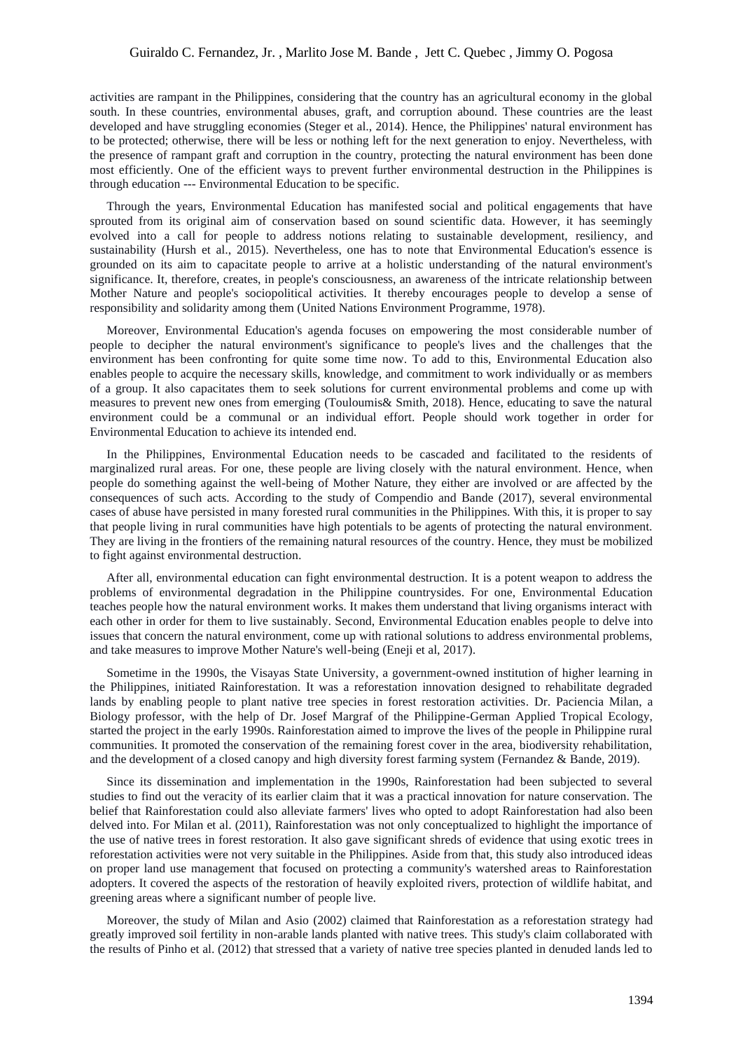activities are rampant in the Philippines, considering that the country has an agricultural economy in the global south. In these countries, environmental abuses, graft, and corruption abound. These countries are the least developed and have struggling economies (Steger et al., 2014). Hence, the Philippines' natural environment has to be protected; otherwise, there will be less or nothing left for the next generation to enjoy. Nevertheless, with the presence of rampant graft and corruption in the country, protecting the natural environment has been done most efficiently. One of the efficient ways to prevent further environmental destruction in the Philippines is through education --- Environmental Education to be specific.

Through the years, Environmental Education has manifested social and political engagements that have sprouted from its original aim of conservation based on sound scientific data. However, it has seemingly evolved into a call for people to address notions relating to sustainable development, resiliency, and sustainability (Hursh et al., 2015). Nevertheless, one has to note that Environmental Education's essence is grounded on its aim to capacitate people to arrive at a holistic understanding of the natural environment's significance. It, therefore, creates, in people's consciousness, an awareness of the intricate relationship between Mother Nature and people's sociopolitical activities. It thereby encourages people to develop a sense of responsibility and solidarity among them (United Nations Environment Programme, 1978).

Moreover, Environmental Education's agenda focuses on empowering the most considerable number of people to decipher the natural environment's significance to people's lives and the challenges that the environment has been confronting for quite some time now. To add to this, Environmental Education also enables people to acquire the necessary skills, knowledge, and commitment to work individually or as members of a group. It also capacitates them to seek solutions for current environmental problems and come up with measures to prevent new ones from emerging (Touloumis& Smith, 2018). Hence, educating to save the natural environment could be a communal or an individual effort. People should work together in order for Environmental Education to achieve its intended end.

In the Philippines, Environmental Education needs to be cascaded and facilitated to the residents of marginalized rural areas. For one, these people are living closely with the natural environment. Hence, when people do something against the well-being of Mother Nature, they either are involved or are affected by the consequences of such acts. According to the study of Compendio and Bande (2017), several environmental cases of abuse have persisted in many forested rural communities in the Philippines. With this, it is proper to say that people living in rural communities have high potentials to be agents of protecting the natural environment. They are living in the frontiers of the remaining natural resources of the country. Hence, they must be mobilized to fight against environmental destruction.

After all, environmental education can fight environmental destruction. It is a potent weapon to address the problems of environmental degradation in the Philippine countrysides. For one, Environmental Education teaches people how the natural environment works. It makes them understand that living organisms interact with each other in order for them to live sustainably. Second, Environmental Education enables people to delve into issues that concern the natural environment, come up with rational solutions to address environmental problems, and take measures to improve Mother Nature's well-being (Eneji et al, 2017).

Sometime in the 1990s, the Visayas State University, a government-owned institution of higher learning in the Philippines, initiated Rainforestation. It was a reforestation innovation designed to rehabilitate degraded lands by enabling people to plant native tree species in forest restoration activities. Dr. Paciencia Milan, a Biology professor, with the help of Dr. Josef Margraf of the Philippine-German Applied Tropical Ecology, started the project in the early 1990s. Rainforestation aimed to improve the lives of the people in Philippine rural communities. It promoted the conservation of the remaining forest cover in the area, biodiversity rehabilitation, and the development of a closed canopy and high diversity forest farming system (Fernandez & Bande, 2019).

Since its dissemination and implementation in the 1990s, Rainforestation had been subjected to several studies to find out the veracity of its earlier claim that it was a practical innovation for nature conservation. The belief that Rainforestation could also alleviate farmers' lives who opted to adopt Rainforestation had also been delved into. For Milan et al. (2011), Rainforestation was not only conceptualized to highlight the importance of the use of native trees in forest restoration. It also gave significant shreds of evidence that using exotic trees in reforestation activities were not very suitable in the Philippines. Aside from that, this study also introduced ideas on proper land use management that focused on protecting a community's watershed areas to Rainforestation adopters. It covered the aspects of the restoration of heavily exploited rivers, protection of wildlife habitat, and greening areas where a significant number of people live.

Moreover, the study of Milan and Asio (2002) claimed that Rainforestation as a reforestation strategy had greatly improved soil fertility in non-arable lands planted with native trees. This study's claim collaborated with the results of Pinho et al. (2012) that stressed that a variety of native tree species planted in denuded lands led to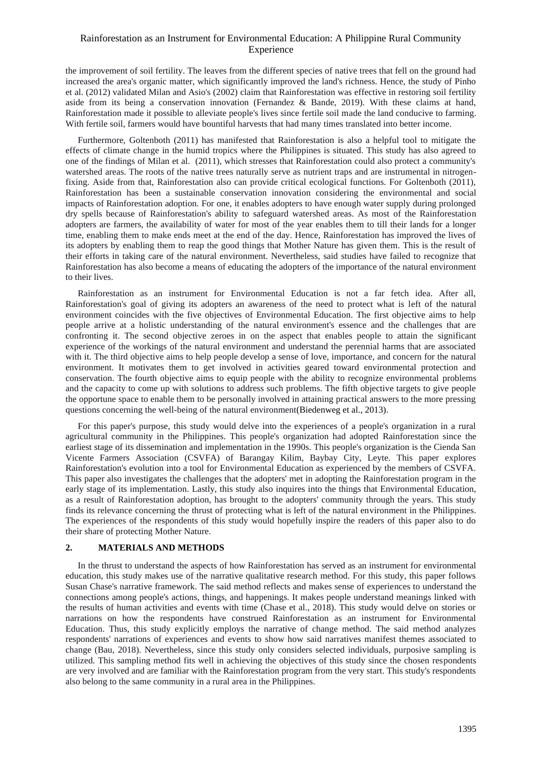the improvement of soil fertility. The leaves from the different species of native trees that fell on the ground had increased the area's organic matter, which significantly improved the land's richness. Hence, the study of Pinho et al. (2012) validated Milan and Asio's (2002) claim that Rainforestation was effective in restoring soil fertility aside from its being a conservation innovation (Fernandez & Bande, 2019). With these claims at hand, Rainforestation made it possible to alleviate people's lives since fertile soil made the land conducive to farming. With fertile soil, farmers would have bountiful harvests that had many times translated into better income.

Furthermore, Goltenboth (2011) has manifested that Rainforestation is also a helpful tool to mitigate the effects of climate change in the humid tropics where the Philippines is situated. This study has also agreed to one of the findings of Milan et al. (2011), which stresses that Rainforestation could also protect a community's watershed areas. The roots of the native trees naturally serve as nutrient traps and are instrumental in nitrogen-fixing. Aside from that, Rainforestation also can provide critical ecological functions. For Goltenboth (2011), Rainforestation has been a sustainable conservation innovation considering the environmental and social impacts of Rainforestation adoption. For one, it enables adopters to have enough water supply during prolonged dry spells because of Rainforestation's ability to safeguard watershed areas. As most of the Rainforestation adopters are farmers, the availability of water for most of the year enables them to till their lands for a longer time, enabling them to make ends meet at the end of the day. Hence, Rainforestation has improved the lives of its adopters by enabling them to reap the good things that Mother Nature has given them. This is the result of their efforts in taking care of the natural environment. Nevertheless, said studies have failed to recognize that Rainforestation has also become a means of educating the adopters of the importance of the natural environment to their lives.

Rainforestation as an instrument for Environmental Education is not a far fetch idea. After all, Rainforestation's goal of giving its adopters an awareness of the need to protect what is left of the natural environment coincides with the five objectives of Environmental Education. The first objective aims to help people arrive at a holistic understanding of the natural environment's essence and the challenges that are confronting it. The second objective zeroes in on the aspect that enables people to attain the significant experience of the workings of the natural environment and understand the perennial harms that are associated with it. The third objective aims to help people develop a sense of love, importance, and concern for the natural environment. It motivates them to get involved in activities geared toward environmental protection and conservation. The fourth objective aims to equip people with the ability to recognize environmental problems and the capacity to come up with solutions to address such problems. The fifth objective targets to give people the opportune space to enable them to be personally involved in attaining practical answers to the more pressing questions concerning the well-being of the natural environment(Biedenweg et al., 2013).

For this paper's purpose, this study would delve into the experiences of a people's organization in a rural agricultural community in the Philippines. This people's organization had adopted Rainforestation since the earliest stage of its dissemination and implementation in the 1990s. This people's organization is the Cienda San Vicente Farmers Association (CSVFA) of Barangay Kilim, Baybay City, Leyte. This paper explores Rainforestation's evolution into a tool for Environmental Education as experienced by the members of CSVFA. This paper also investigates the challenges that the adopters' met in adopting the Rainforestation program in the early stage of its implementation. Lastly, this study also inquires into the things that Environmental Education, as a result of Rainforestation adoption, has brought to the adopters' community through the years. This study finds its relevance concerning the thrust of protecting what is left of the natural environment in the Philippines. The experiences of the respondents of this study would hopefully inspire the readers of this paper also to do their share of protecting Mother Nature.

## 2. MATERIALS AND METHODS

In the thrust to understand the aspects of how Rainforestation has served as an instrument for environmental education, this study makes use of the narrative qualitative research method. For this study, this paper follows Susan Chase's narrative framework. The said method reflects and makes sense of experiences to understand the connections among people's actions, things, and happenings. It makes people understand meanings linked with the results of human activities and events with time (Chase et al., 2018). This study would delve on stories or narrations on how the respondents have construed Rainforestation as an instrument for Environmental Education. Thus, this study explicitly employs the narrative of change method. The said method analyzes respondents' narrations of experiences and events to show how said narratives manifest themes associated to change (Bau, 2018). Nevertheless, since this study only considers selected individuals, purposive sampling is utilized. This sampling method fits well in achieving the objectives of this study since the chosen respondents are very involved and are familiar with the Rainforestation program from the very start. This study's respondents also belong to the same community in a rural area in the Philippines.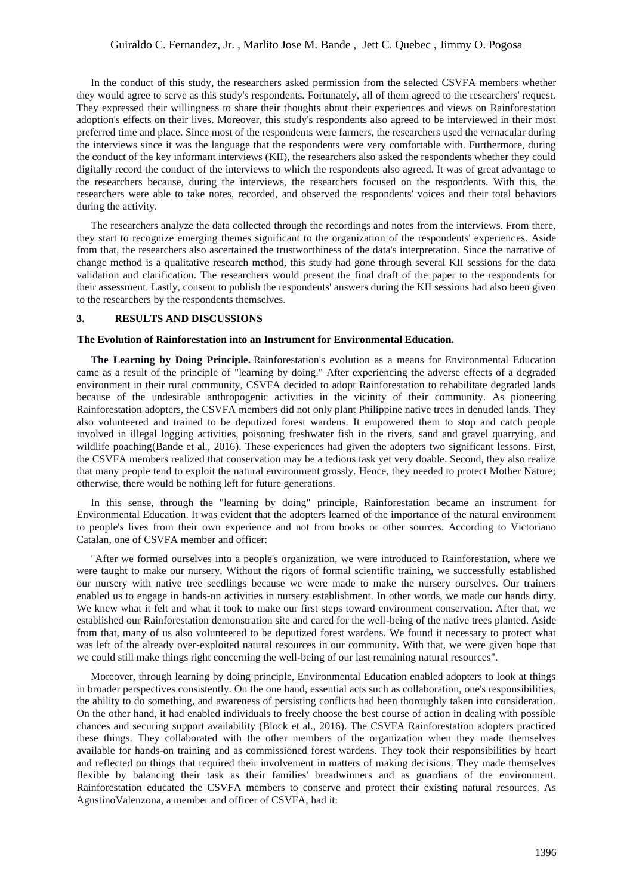In the conduct of this study, the researchers asked permission from the selected CSVFA members whether they would agree to serve as this study's respondents. Fortunately, all of them agreed to the researchers' request. They expressed their willingness to share their thoughts about their experiences and views on Rainforestation adoption's effects on their lives. Moreover, this study's respondents also agreed to be interviewed in their most preferred time and place. Since most of the respondents were farmers, the researchers used the vernacular during the interviews since it was the language that the respondents were very comfortable with. Furthermore, during the conduct of the key informant interviews (KII), the researchers also asked the respondents whether they could digitally record the conduct of the interviews to which the respondents also agreed. It was of great advantage to the researchers because, during the interviews, the researchers focused on the respondents. With this, the researchers were able to take notes, recorded, and observed the respondents' voices and their total behaviors during the activity.

The researchers analyze the data collected through the recordings and notes from the interviews. From there, they start to recognize emerging themes significant to the organization of the respondents' experiences. Aside from that, the researchers also ascertained the trustworthiness of the data's interpretation. Since the narrative of change method is a qualitative research method, this study had gone through several KII sessions for the data validation and clarification. The researchers would present the final draft of the paper to the respondents for their assessment. Lastly, consent to publish the respondents' answers during the KII sessions had also been given to the researchers by the respondents themselves.

## 3. RESULTS AND DISCUSSIONS

### The Evolution of Rainforestation into an Instrument for Environmental Education.

**The Learning by Doing Principle.** Rainforestation's evolution as a means for Environmental Education came as a result of the principle of "learning by doing." After experiencing the adverse effects of a degraded environment in their rural community, CSVFA decided to adopt Rainforestation to rehabilitate degraded lands because of the undesirable anthropogenic activities in the vicinity of their community. As pioneering Rainforestation adopters, the CSVFA members did not only plant Philippine native trees in denuded lands. They also volunteered and trained to be deputized forest wardens. It empowered them to stop and catch people involved in illegal logging activities, poisoning freshwater fish in the rivers, sand and gravel quarrying, and wildlife poaching(Bande et al., 2016). These experiences had given the adopters two significant lessons. First, the CSVFA members realized that conservation may be a tedious task yet very doable. Second, they also realize that many people tend to exploit the natural environment grossly. Hence, they needed to protect Mother Nature; otherwise, there would be nothing left for future generations.

In this sense, through the "learning by doing" principle, Rainforestation became an instrument for Environmental Education. It was evident that the adopters learned of the importance of the natural environment to people's lives from their own experience and not from books or other sources. According to Victoriano Catalan, one of CSVFA member and officer:

"After we formed ourselves into a people's organization, we were introduced to Rainforestation, where we were taught to make our nursery. Without the rigors of formal scientific training, we successfully established our nursery with native tree seedlings because we were made to make the nursery ourselves. Our trainers enabled us to engage in hands-on activities in nursery establishment. In other words, we made our hands dirty. We knew what it felt and what it took to make our first steps toward environment conservation. After that, we established our Rainforestation demonstration site and cared for the well-being of the native trees planted. Aside from that, many of us also volunteered to be deputized forest wardens. We found it necessary to protect what was left of the already over-exploited natural resources in our community. With that, we were given hope that we could still make things right concerning the well-being of our last remaining natural resources".

Moreover, through learning by doing principle, Environmental Education enabled adopters to look at things in broader perspectives consistently. On the one hand, essential acts such as collaboration, one's responsibilities, the ability to do something, and awareness of persisting conflicts had been thoroughly taken into consideration. On the other hand, it had enabled individuals to freely choose the best course of action in dealing with possible chances and securing support availability (Block et al., 2016). The CSVFA Rainforestation adopters practiced these things. They collaborated with the other members of the organization when they made themselves available for hands-on training and as commissioned forest wardens. They took their responsibilities by heart and reflected on things that required their involvement in matters of making decisions. They made themselves flexible by balancing their task as their families' breadwinners and as guardians of the environment. Rainforestation educated the CSVFA members to conserve and protect their existing natural resources. As AgustinoValenzona, a member and officer of CSVFA, had it: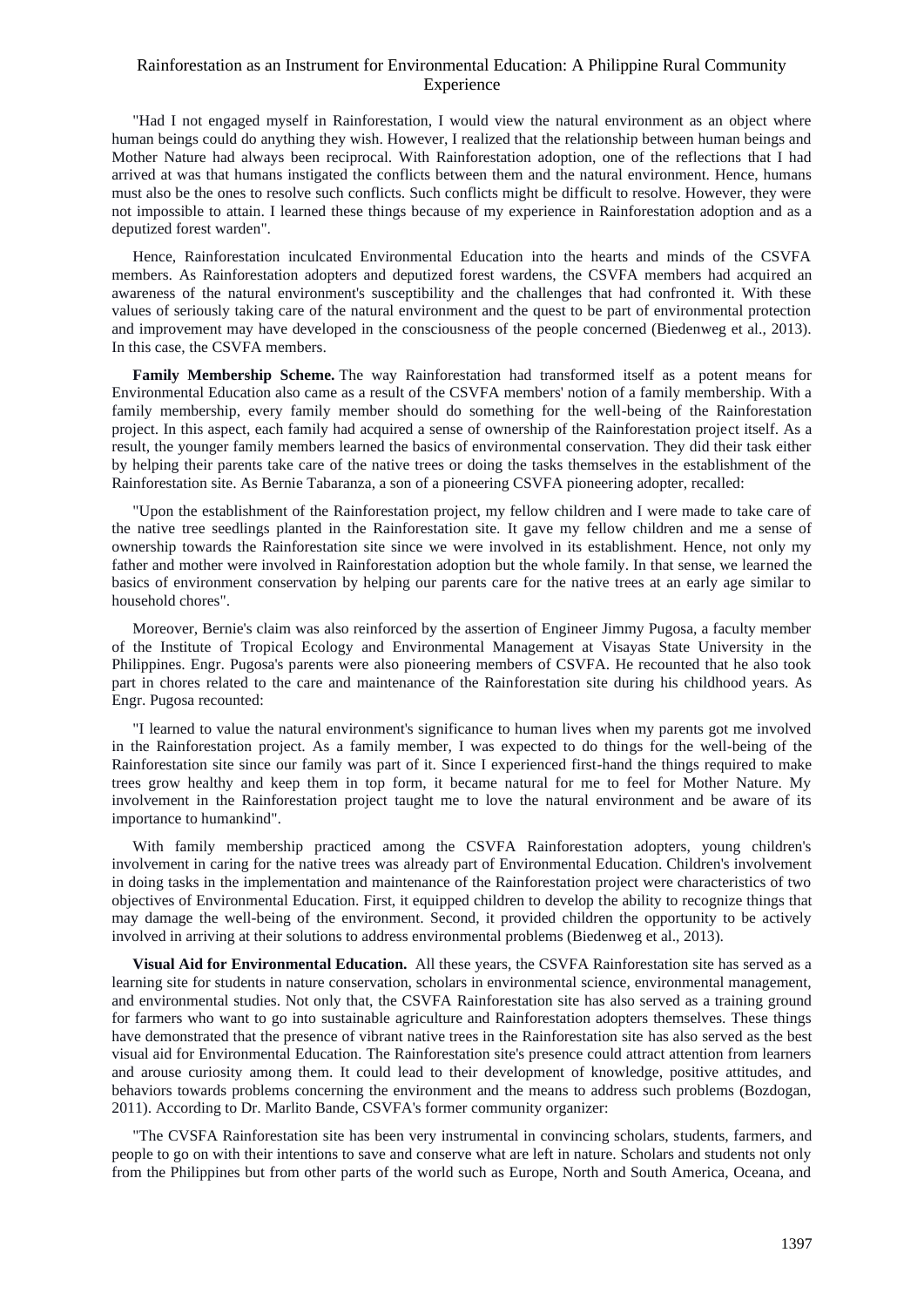"Had I not engaged myself in Rainforestation, I would view the natural environment as an object where human beings could do anything they wish. However, I realized that the relationship between human beings and Mother Nature had always been reciprocal. With Rainforestation adoption, one of the reflections that I had arrived at was that humans instigated the conflicts between them and the natural environment. Hence, humans must also be the ones to resolve such conflicts. Such conflicts might be difficult to resolve. However, they were not impossible to attain. I learned these things because of my experience in Rainforestation adoption and as a deputized forest warden".

Hence, Rainforestation inculcated Environmental Education into the hearts and minds of the CSVFA members. As Rainforestation adopters and deputized forest wardens, the CSVFA members had acquired an awareness of the natural environment's susceptibility and the challenges that had confronted it. With these values of seriously taking care of the natural environment and the quest to be part of environmental protection and improvement may have developed in the consciousness of the people concerned (Biedenweg et al., 2013). In this case, the CSVFA members.

**Family Membership Scheme.** The way Rainforestation had transformed itself as a potent means for Environmental Education also came as a result of the CSVFA members' notion of a family membership. With a family membership, every family member should do something for the well-being of the Rainforestation project. In this aspect, each family had acquired a sense of ownership of the Rainforestation project itself. As a result, the younger family members learned the basics of environmental conservation. They did their task either by helping their parents take care of the native trees or doing the tasks themselves in the establishment of the Rainforestation site. As Bernie Tabaranza, a son of a pioneering CSVFA pioneering adopter, recalled:

"Upon the establishment of the Rainforestation project, my fellow children and I were made to take care of the native tree seedlings planted in the Rainforestation site. It gave my fellow children and me a sense of ownership towards the Rainforestation site since we were involved in its establishment. Hence, not only my father and mother were involved in Rainforestation adoption but the whole family. In that sense, we learned the basics of environment conservation by helping our parents care for the native trees at an early age similar to household chores".

Moreover, Bernie's claim was also reinforced by the assertion of Engineer Jimmy Pugosa, a faculty member of the Institute of Tropical Ecology and Environmental Management at Visayas State University in the Philippines. Engr. Pugosa's parents were also pioneering members of CSVFA. He recounted that he also took part in chores related to the care and maintenance of the Rainforestation site during his childhood years. As Engr. Pugosa recounted:

"I learned to value the natural environment's significance to human lives when my parents got me involved in the Rainforestation project. As a family member, I was expected to do things for the well-being of the Rainforestation site since our family was part of it. Since I experienced first-hand the things required to make trees grow healthy and keep them in top form, it became natural for me to feel for Mother Nature. My involvement in the Rainforestation project taught me to love the natural environment and be aware of its importance to humankind".

With family membership practiced among the CSVFA Rainforestation adopters, young children's involvement in caring for the native trees was already part of Environmental Education. Children's involvement in doing tasks in the implementation and maintenance of the Rainforestation project were characteristics of two objectives of Environmental Education. First, it equipped children to develop the ability to recognize things that may damage the well-being of the environment. Second, it provided children the opportunity to be actively involved in arriving at their solutions to address environmental problems (Biedenweg et al., 2013).

**Visual Aid for Environmental Education.** All these years, the CSVFA Rainforestation site has served as a learning site for students in nature conservation, scholars in environmental science, environmental management, and environmental studies. Not only that, the CSVFA Rainforestation site has also served as a training ground for farmers who want to go into sustainable agriculture and Rainforestation adopters themselves. These things have demonstrated that the presence of vibrant native trees in the Rainforestation site has also served as the best visual aid for Environmental Education. The Rainforestation site's presence could attract attention from learners and arouse curiosity among them. It could lead to their development of knowledge, positive attitudes, and behaviors towards problems concerning the environment and the means to address such problems (Bozdogan, 2011). According to Dr. Marlito Bande, CSVFA's former community organizer:

"The CVSFA Rainforestation site has been very instrumental in convincing scholars, students, farmers, and people to go on with their intentions to save and conserve what are left in nature. Scholars and students not only from the Philippines but from other parts of the world such as Europe, North and South America, Oceana, and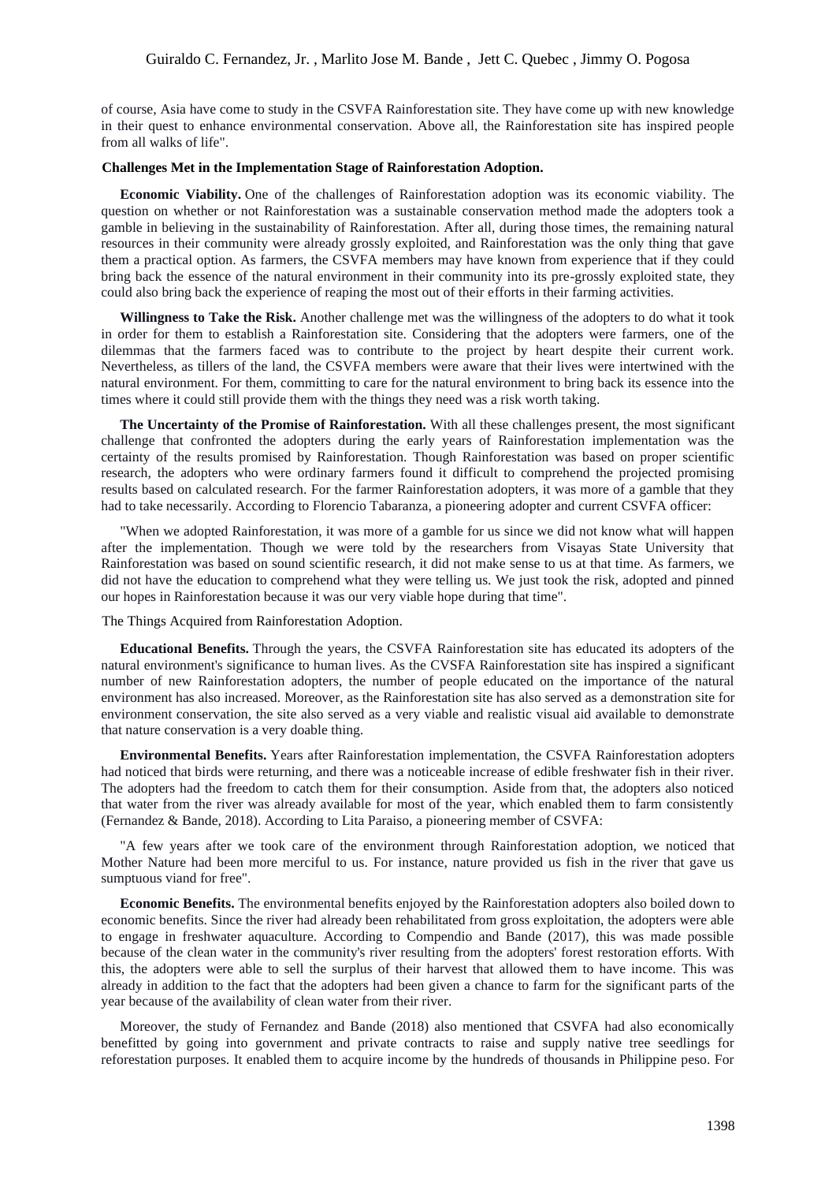of course, Asia have come to study in the CSVFA Rainforestation site. They have come up with new knowledge in their quest to enhance environmental conservation. Above all, the Rainforestation site has inspired people from all walks of life".

### Challenges Met in the Implementation Stage of Rainforestation Adoption.

**Economic Viability.** One of the challenges of Rainforestation adoption was its economic viability. The question on whether or not Rainforestation was a sustainable conservation method made the adopters took a gamble in believing in the sustainability of Rainforestation. After all, during those times, the remaining natural resources in their community were already grossly exploited, and Rainforestation was the only thing that gave them a practical option. As farmers, the CSVFA members may have known from experience that if they could bring back the essence of the natural environment in their community into its pre-grossly exploited state, they could also bring back the experience of reaping the most out of their efforts in their farming activities.

**Willingness to Take the Risk.** Another challenge met was the willingness of the adopters to do what it took in order for them to establish a Rainforestation site. Considering that the adopters were farmers, one of the dilemmas that the farmers faced was to contribute to the project by heart despite their current work. Nevertheless, as tillers of the land, the CSVFA members were aware that their lives were intertwined with the natural environment. For them, committing to care for the natural environment to bring back its essence into the times where it could still provide them with the things they need was a risk worth taking.

**The Uncertainty of the Promise of Rainforestation.** With all these challenges present, the most significant challenge that confronted the adopters during the early years of Rainforestation implementation was the certainty of the results promised by Rainforestation. Though Rainforestation was based on proper scientific research, the adopters who were ordinary farmers found it difficult to comprehend the projected promising results based on calculated research. For the farmer Rainforestation adopters, it was more of a gamble that they had to take necessarily. According to Florencio Tabaranza, a pioneering adopter and current CSVFA officer:

"When we adopted Rainforestation, it was more of a gamble for us since we did not know what will happen after the implementation. Though we were told by the researchers from Visayas State University that Rainforestation was based on sound scientific research, it did not make sense to us at that time. As farmers, we did not have the education to comprehend what they were telling us. We just took the risk, adopted and pinned our hopes in Rainforestation because it was our very viable hope during that time".

The Things Acquired from Rainforestation Adoption.

**Educational Benefits.** Through the years, the CSVFA Rainforestation site has educated its adopters of the natural environment's significance to human lives. As the CVSFA Rainforestation site has inspired a significant number of new Rainforestation adopters, the number of people educated on the importance of the natural environment has also increased. Moreover, as the Rainforestation site has also served as a demonstration site for environment conservation, the site also served as a very viable and realistic visual aid available to demonstrate that nature conservation is a very doable thing.

**Environmental Benefits.** Years after Rainforestation implementation, the CSVFA Rainforestation adopters had noticed that birds were returning, and there was a noticeable increase of edible freshwater fish in their river. The adopters had the freedom to catch them for their consumption. Aside from that, the adopters also noticed that water from the river was already available for most of the year, which enabled them to farm consistently (Fernandez & Bande, 2018). According to Lita Paraiso, a pioneering member of CSVFA:

"A few years after we took care of the environment through Rainforestation adoption, we noticed that Mother Nature had been more merciful to us. For instance, nature provided us fish in the river that gave us sumptuous viand for free".

**Economic Benefits.** The environmental benefits enjoyed by the Rainforestation adopters also boiled down to economic benefits. Since the river had already been rehabilitated from gross exploitation, the adopters were able to engage in freshwater aquaculture. According to Compendio and Bande (2017), this was made possible because of the clean water in the community's river resulting from the adopters' forest restoration efforts. With this, the adopters were able to sell the surplus of their harvest that allowed them to have income. This was already in addition to the fact that the adopters had been given a chance to farm for the significant parts of the year because of the availability of clean water from their river.

Moreover, the study of Fernandez and Bande (2018) also mentioned that CSVFA had also economically benefitted by going into government and private contracts to raise and supply native tree seedlings for reforestation purposes. It enabled them to acquire income by the hundreds of thousands in Philippine peso. For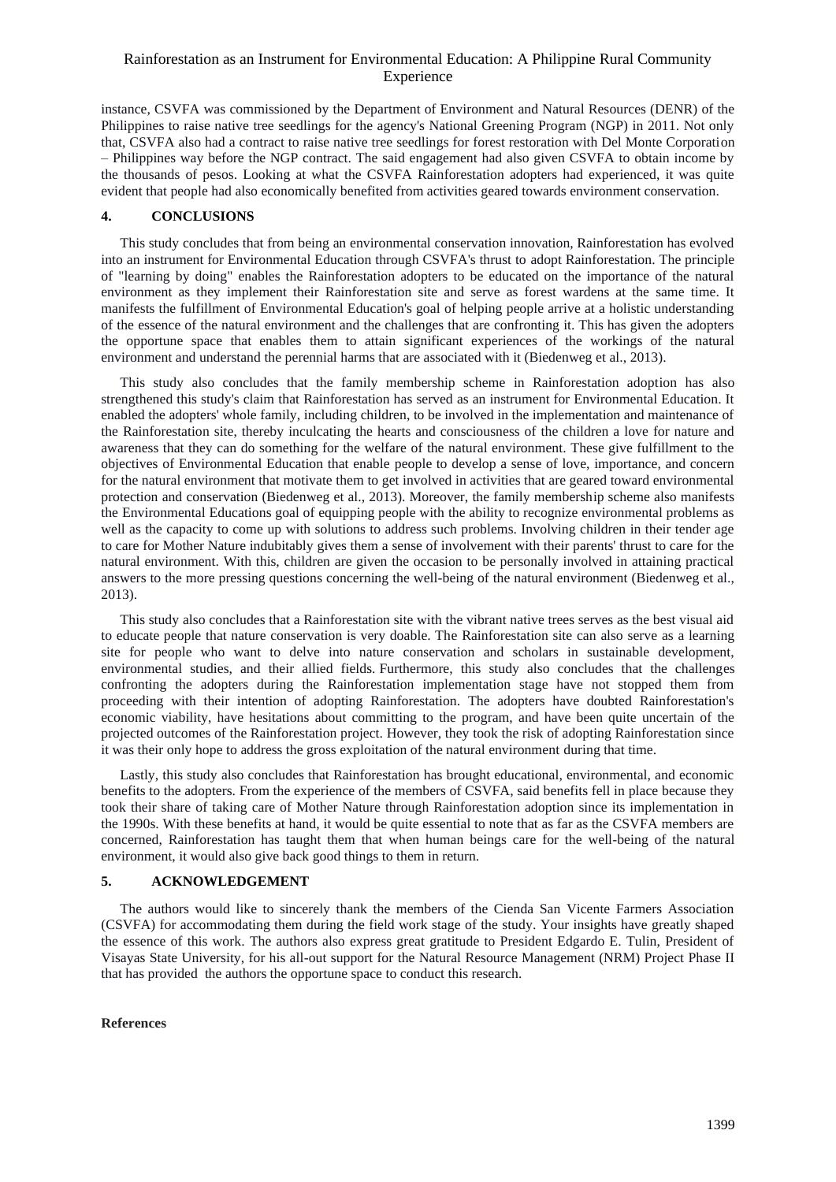instance, CSVFA was commissioned by the Department of Environment and Natural Resources (DENR) of the Philippines to raise native tree seedlings for the agency's National Greening Program (NGP) in 2011. Not only that, CSVFA also had a contract to raise native tree seedlings for forest restoration with Del Monte Corporation – Philippines way before the NGP contract. The said engagement had also given CSVFA to obtain income by the thousands of pesos. Looking at what the CSVFA Rainforestation adopters had experienced, it was quite evident that people had also economically benefited from activities geared towards environment conservation.

## 4. CONCLUSIONS

This study concludes that from being an environmental conservation innovation, Rainforestation has evolved into an instrument for Environmental Education through CSVFA's thrust to adopt Rainforestation. The principle of "learning by doing" enables the Rainforestation adopters to be educated on the importance of the natural environment as they implement their Rainforestation site and serve as forest wardens at the same time. It manifests the fulfillment of Environmental Education's goal of helping people arrive at a holistic understanding of the essence of the natural environment and the challenges that are confronting it. This has given the adopters the opportune space that enables them to attain significant experiences of the workings of the natural environment and understand the perennial harms that are associated with it (Biedenweg et al., 2013).

This study also concludes that the family membership scheme in Rainforestation adoption has also strengthened this study's claim that Rainforestation has served as an instrument for Environmental Education. It enabled the adopters' whole family, including children, to be involved in the implementation and maintenance of the Rainforestation site, thereby inculcating the hearts and consciousness of the children a love for nature and awareness that they can do something for the welfare of the natural environment. These give fulfillment to the objectives of Environmental Education that enable people to develop a sense of love, importance, and concern for the natural environment that motivate them to get involved in activities that are geared toward environmental protection and conservation (Biedenweg et al., 2013). Moreover, the family membership scheme also manifests the Environmental Educations goal of equipping people with the ability to recognize environmental problems as well as the capacity to come up with solutions to address such problems. Involving children in their tender age to care for Mother Nature indubitably gives them a sense of involvement with their parents' thrust to care for the natural environment. With this, children are given the occasion to be personally involved in attaining practical answers to the more pressing questions concerning the well-being of the natural environment (Biedenweg et al., 2013).

This study also concludes that a Rainforestation site with the vibrant native trees serves as the best visual aid to educate people that nature conservation is very doable. The Rainforestation site can also serve as a learning site for people who want to delve into nature conservation and scholars in sustainable development, environmental studies, and their allied fields. Furthermore, this study also concludes that the challenges confronting the adopters during the Rainforestation implementation stage have not stopped them from proceeding with their intention of adopting Rainforestation. The adopters have doubted Rainforestation's economic viability, have hesitations about committing to the program, and have been quite uncertain of the projected outcomes of the Rainforestation project. However, they took the risk of adopting Rainforestation since it was their only hope to address the gross exploitation of the natural environment during that time.

Lastly, this study also concludes that Rainforestation has brought educational, environmental, and economic benefits to the adopters. From the experience of the members of CSVFA, said benefits fell in place because they took their share of taking care of Mother Nature through Rainforestation adoption since its implementation in the 1990s. With these benefits at hand, it would be quite essential to note that as far as the CSVFA members are concerned, Rainforestation has taught them that when human beings care for the well-being of the natural environment, it would also give back good things to them in return.

## 5. ACKNOWLEDGEMENT

The authors would like to sincerely thank the members of the Cienda San Vicente Farmers Association (CSVFA) for accommodating them during the field work stage of the study. Your insights have greatly shaped the essence of this work. The authors also express great gratitude to President Edgardo E. Tulin, President of Visayas State University, for his all-out support for the Natural Resource Management (NRM) Project Phase II that has provided the authors the opportune space to conduct this research.

**References**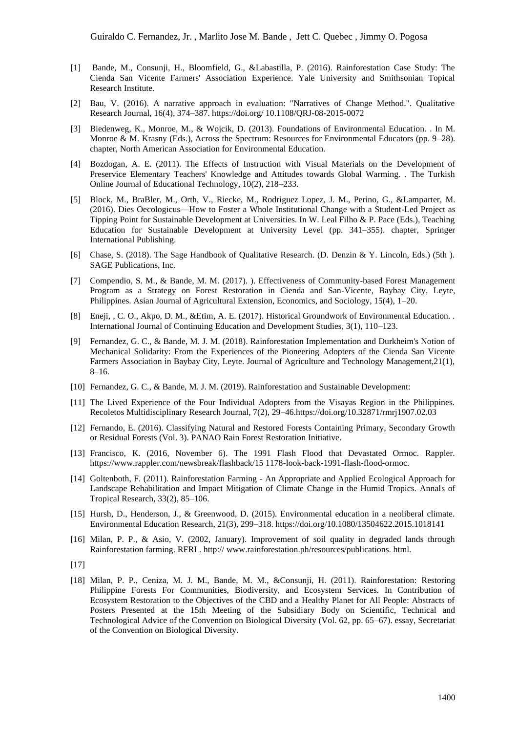[1] Bande, M., Consunji, H., Bloomfield, G., &Labastilla, P. (2016). Rainforestation Case Study: The Cienda San Vicente Farmers' Association Experience. Yale University and Smithsonian Topical Research Institute.

[2] Bau, V. (2016). A narrative approach in evaluation: "Narratives of Change Method.". Qualitative Research Journal, 16(4), 374–387. https://doi.org/ 10.1108/QRJ-08-2015-0072

[3] Biedenweg, K., Monroe, M., & Wojcik, D. (2013). Foundations of Environmental Education. . In M. Monroe & M. Krasny (Eds.), Across the Spectrum: Resources for Environmental Educators (pp. 9–28). chapter, North American Association for Environmental Education.

[4] Bozdogan, A. E. (2011). The Effects of Instruction with Visual Materials on the Development of Preservice Elementary Teachers' Knowledge and Attitudes towards Global Warming. . The Turkish Online Journal of Educational Technology, 10(2), 218–233.

[5] Block, M., BraBler, M., Orth, V., Riecke, M., Rodriguez Lopez, J. M., Perino, G., &Lamparter, M. (2016). Dies Oecologicus—How to Foster a Whole Institutional Change with a Student-Led Project as Tipping Point for Sustainable Development at Universities. In W. Leal Filho & P. Pace (Eds.), Teaching Education for Sustainable Development at University Level (pp. 341–355). chapter, Springer International Publishing.

[6] Chase, S. (2018). The Sage Handbook of Qualitative Research. (D. Denzin & Y. Lincoln, Eds.) (5th ). SAGE Publications, Inc.

[7] Compendio, S. M., & Bande, M. M. (2017). ). Effectiveness of Community-based Forest Management Program as a Strategy on Forest Restoration in Cienda and San-Vicente, Baybay City, Leyte, Philippines. Asian Journal of Agricultural Extension, Economics, and Sociology, 15(4), 1–20.

[8] Eneji, , C. O., Akpo, D. M., &Etim, A. E. (2017). Historical Groundwork of Environmental Education. . International Journal of Continuing Education and Development Studies, 3(1), 110–123.

[9] Fernandez, G. C., & Bande, M. J. M. (2018). Rainforestation Implementation and Durkheim's Notion of Mechanical Solidarity: From the Experiences of the Pioneering Adopters of the Cienda San Vicente Farmers Association in Baybay City, Leyte. Journal of Agriculture and Technology Management,21(1), 8–16.

[10] Fernandez, G. C., & Bande, M. J. M. (2019). Rainforestation and Sustainable Development:

[11] The Lived Experience of the Four Individual Adopters from the Visayas Region in the Philippines. Recoletos Multidisciplinary Research Journal, 7(2), 29–46.https://doi.org/10.32871/rmrj1907.02.03

[12] Fernando, E. (2016). Classifying Natural and Restored Forests Containing Primary, Secondary Growth or Residual Forests (Vol. 3). PANAO Rain Forest Restoration Initiative.

[13] Francisco, K. (2016, November 6). The 1991 Flash Flood that Devastated Ormoc. Rappler. https://www.rappler.com/newsbreak/flashback/15 1178-look-back-1991-flash-flood-ormoc.

[14] Goltenboth, F. (2011). Rainforestation Farming - An Appropriate and Applied Ecological Approach for Landscape Rehabilitation and Impact Mitigation of Climate Change in the Humid Tropics. Annals of Tropical Research, 33(2), 85–106.

[15] Hursh, D., Henderson, J., & Greenwood, D. (2015). Environmental education in a neoliberal climate. Environmental Education Research, 21(3), 299–318. https://doi.org/10.1080/13504622.2015.1018141

[16] Milan, P. P., & Asio, V. (2002, January). Improvement of soil quality in degraded lands through Rainforestation farming. RFRI . http:// www.rainforestation.ph/resources/publications. html.

[17]

[18] Milan, P. P., Ceniza, M. J. M., Bande, M. M., &Consunji, H. (2011). Rainforestation: Restoring Philippine Forests For Communities, Biodiversity, and Ecosystem Services. In Contribution of Ecosystem Restoration to the Objectives of the CBD and a Healthy Planet for All People: Abstracts of Posters Presented at the 15th Meeting of the Subsidiary Body on Scientific, Technical and Technological Advice of the Convention on Biological Diversity (Vol. 62, pp. 65–67). essay, Secretariat of the Convention on Biological Diversity.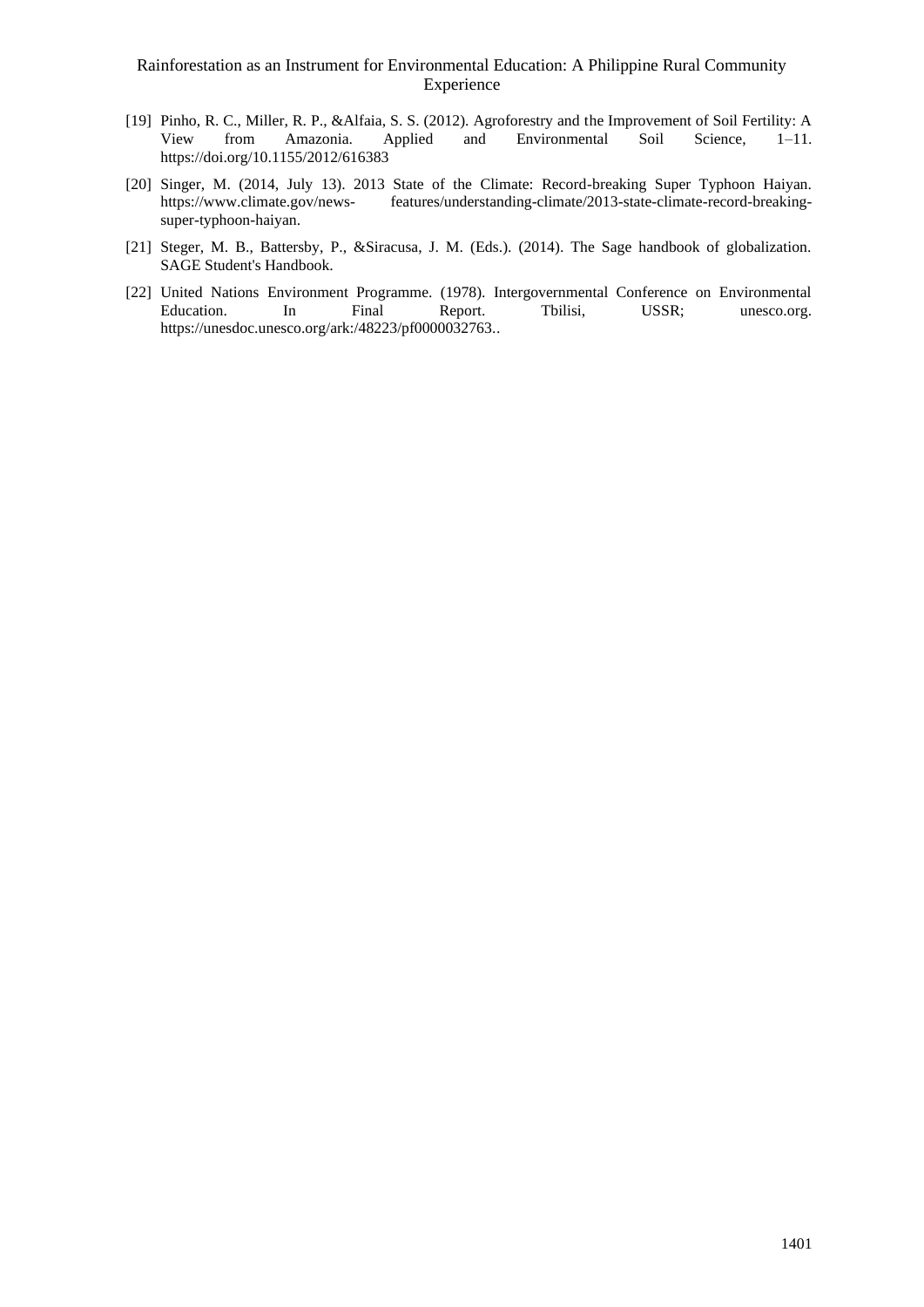[19] Pinho, R. C., Miller, R. P., &Alfaia, S. S. (2012). Agroforestry and the Improvement of Soil Fertility: A View from Amazonia. Applied and Environmental Soil Science, 1–11. https://doi.org/10.1155/2012/616383

[20] Singer, M. (2014, July 13). 2013 State of the Climate: Record-breaking Super Typhoon Haiyan. https://www.climate.gov/news- features/understanding-climate/2013-state-climate-record-breaking-super-typhoon-haiyan.

[21] Steger, M. B., Battersby, P., &Siracusa, J. M. (Eds.). (2014). The Sage handbook of globalization. SAGE Student's Handbook.

[22] United Nations Environment Programme. (1978). Intergovernmental Conference on Environmental Education. In Final Report. Tbilisi, USSR; unesco.org. https://unesdoc.unesco.org/ark:/48223/pf0000032763..